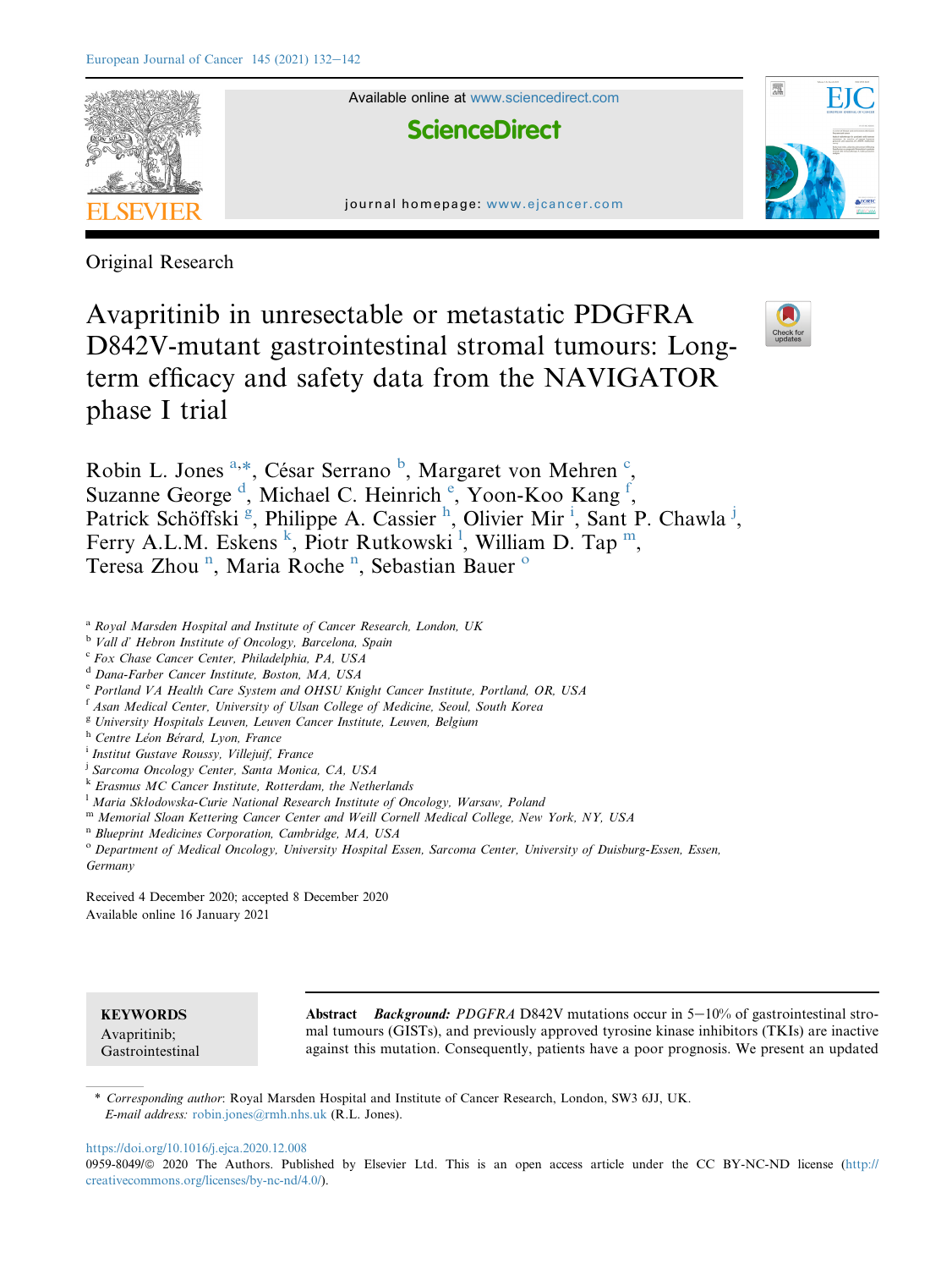Original Research

# Avapritinib in unresectable or metastatic PDGFRA D842V-mutant gastrointestinal stromal tumours: Long-term efficacy and safety data from the NAVIGATOR phase I trial

Robin L. Jones [a,*], César Serrano [b], Margaret von Mehren [c], Suzanne George [d], Michael C. Heinrich [e], Yoon-Koo Kang [f], Patrick Schöffski [g], Philippe A. Cassier [h], Olivier Mir [i], Sant P. Chawla [j], Ferry A.L.M. Eskens [k], Piotr Rutkowski [l], William D. Tap [m], Teresa Zhou [n], Maria Roche [n], Sebastian Bauer [o]

[a] Royal Marsden Hospital and Institute of Cancer Research, London, UK
[b] Vall d' Hebron Institute of Oncology, Barcelona, Spain
[c] Fox Chase Cancer Center, Philadelphia, PA, USA
[d] Dana-Farber Cancer Institute, Boston, MA, USA
[e] Portland VA Health Care System and OHSU Knight Cancer Institute, Portland, OR, USA
[f] Asan Medical Center, University of Ulsan College of Medicine, Seoul, South Korea
[g] University Hospitals Leuven, Leuven Cancer Institute, Leuven, Belgium
[h] Centre Léon Bérard, Lyon, France
[i] Institut Gustave Roussy, Villejuif, France
[j] Sarcoma Oncology Center, Santa Monica, CA, USA
[k] Erasmus MC Cancer Institute, Rotterdam, the Netherlands
[l] Maria Skłodowska-Curie National Research Institute of Oncology, Warsaw, Poland
[m] Memorial Sloan Kettering Cancer Center and Weill Cornell Medical College, New York, NY, USA
[n] Blueprint Medicines Corporation, Cambridge, MA, USA
[o] Department of Medical Oncology, University Hospital Essen, Sarcoma Center, University of Duisburg-Essen, Essen, Germany

Received 4 December 2020; accepted 8 December 2020
Available online 16 January 2021

**KEYWORDS**
Avapritinib;
Gastrointestinal

**Abstract** ***Background:*** *PDGFRA* D842V mutations occur in 5–10% of gastrointestinal stromal tumours (GISTs), and previously approved tyrosine kinase inhibitors (TKIs) are inactive against this mutation. Consequently, patients have a poor prognosis. We present an updated

\* *Corresponding author*: Royal Marsden Hospital and Institute of Cancer Research, London, SW3 6JJ, UK.
*E-mail address:* robin.jones@rmh.nhs.uk (R.L. Jones).

https://doi.org/10.1016/j.ejca.2020.12.008
0959-8049/© 2020 The Authors. Published by Elsevier Ltd. This is an open access article under the CC BY-NC-ND license (http://creativecommons.org/licenses/by-nc-nd/4.0/).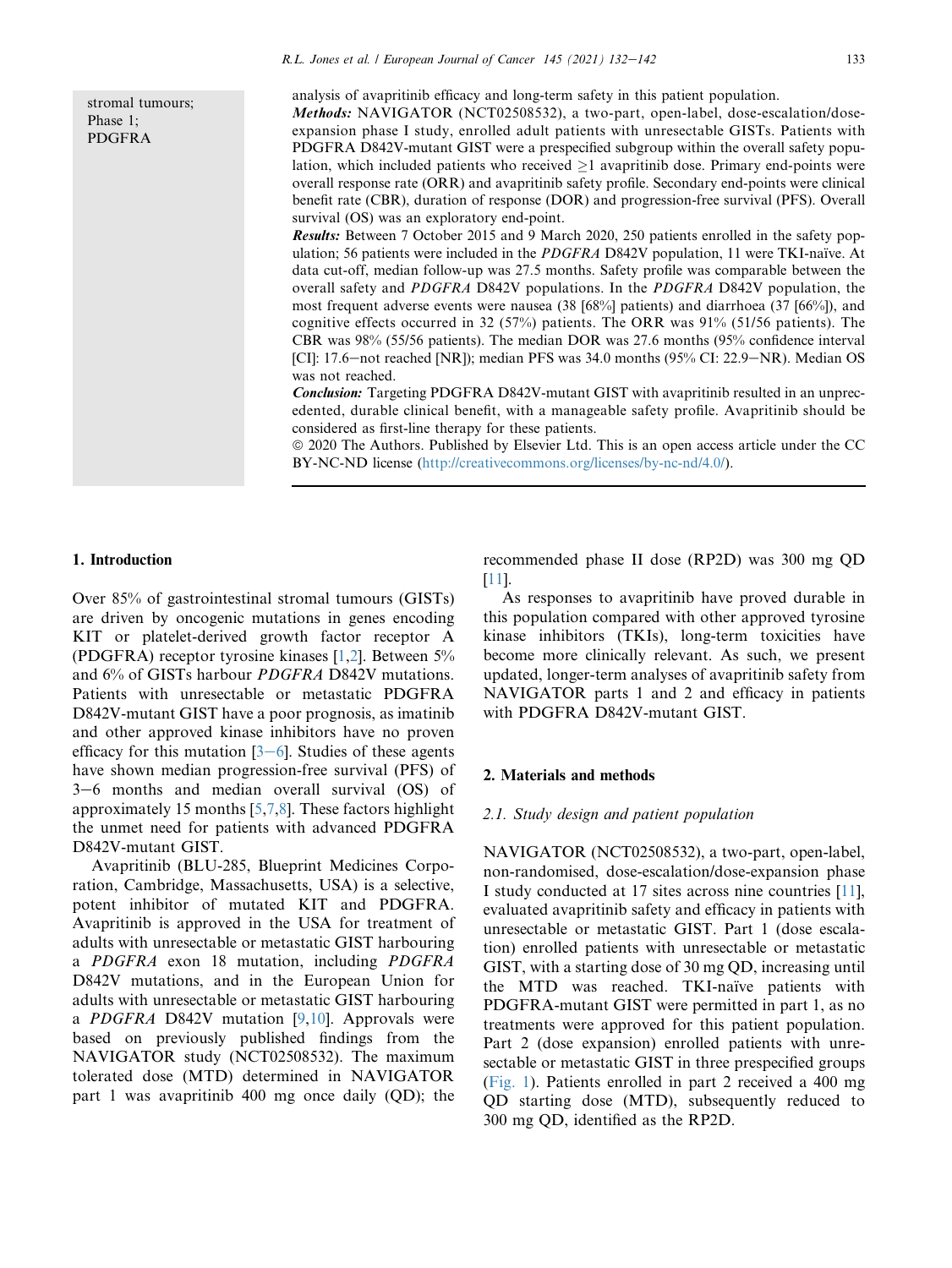stromal tumours; Phase 1; PDGFRA

analysis of avapritinib efficacy and long-term safety in this patient population.

***Methods:*** NAVIGATOR (NCT02508532), a two-part, open-label, dose-escalation/dose-expansion phase I study, enrolled adult patients with unresectable GISTs. Patients with PDGFRA D842V-mutant GIST were a prespecified subgroup within the overall safety population, which included patients who received ≥1 avapritinib dose. Primary end-points were overall response rate (ORR) and avapritinib safety profile. Secondary end-points were clinical benefit rate (CBR), duration of response (DOR) and progression-free survival (PFS). Overall survival (OS) was an exploratory end-point.

***Results:*** Between 7 October 2015 and 9 March 2020, 250 patients enrolled in the safety population; 56 patients were included in the *PDGFRA* D842V population, 11 were TKI-naïve. At data cut-off, median follow-up was 27.5 months. Safety profile was comparable between the overall safety and *PDGFRA* D842V populations. In the *PDGFRA* D842V population, the most frequent adverse events were nausea (38 [68%] patients) and diarrhoea (37 [66%]), and cognitive effects occurred in 32 (57%) patients. The ORR was 91% (51/56 patients). The CBR was 98% (55/56 patients). The median DOR was 27.6 months (95% confidence interval [CI]: 17.6−not reached [NR]); median PFS was 34.0 months (95% CI: 22.9−NR). Median OS was not reached.

***Conclusion:*** Targeting PDGFRA D842V-mutant GIST with avapritinib resulted in an unprecedented, durable clinical benefit, with a manageable safety profile. Avapritinib should be considered as first-line therapy for these patients.

© 2020 The Authors. Published by Elsevier Ltd. This is an open access article under the CC BY-NC-ND license (http://creativecommons.org/licenses/by-nc-nd/4.0/).

## 1. Introduction

Over 85% of gastrointestinal stromal tumours (GISTs) are driven by oncogenic mutations in genes encoding KIT or platelet-derived growth factor receptor A (PDGFRA) receptor tyrosine kinases [1,2]. Between 5% and 6% of GISTs harbour *PDGFRA* D842V mutations. Patients with unresectable or metastatic PDGFRA D842V-mutant GIST have a poor prognosis, as imatinib and other approved kinase inhibitors have no proven efficacy for this mutation [3−6]. Studies of these agents have shown median progression-free survival (PFS) of 3−6 months and median overall survival (OS) of approximately 15 months [5,7,8]. These factors highlight the unmet need for patients with advanced PDGFRA D842V-mutant GIST.

Avapritinib (BLU-285, Blueprint Medicines Corporation, Cambridge, Massachusetts, USA) is a selective, potent inhibitor of mutated KIT and PDGFRA. Avapritinib is approved in the USA for treatment of adults with unresectable or metastatic GIST harbouring a *PDGFRA* exon 18 mutation, including *PDGFRA* D842V mutations, and in the European Union for adults with unresectable or metastatic GIST harbouring a *PDGFRA* D842V mutation [9,10]. Approvals were based on previously published findings from the NAVIGATOR study (NCT02508532). The maximum tolerated dose (MTD) determined in NAVIGATOR part 1 was avapritinib 400 mg once daily (QD); the recommended phase II dose (RP2D) was 300 mg QD [11].

As responses to avapritinib have proved durable in this population compared with other approved tyrosine kinase inhibitors (TKIs), long-term toxicities have become more clinically relevant. As such, we present updated, longer-term analyses of avapritinib safety from NAVIGATOR parts 1 and 2 and efficacy in patients with PDGFRA D842V-mutant GIST.

## 2. Materials and methods

### 2.1. Study design and patient population

NAVIGATOR (NCT02508532), a two-part, open-label, non-randomised, dose-escalation/dose-expansion phase I study conducted at 17 sites across nine countries [11], evaluated avapritinib safety and efficacy in patients with unresectable or metastatic GIST. Part 1 (dose escalation) enrolled patients with unresectable or metastatic GIST, with a starting dose of 30 mg QD, increasing until the MTD was reached. TKI-naïve patients with PDGFRA-mutant GIST were permitted in part 1, as no treatments were approved for this patient population. Part 2 (dose expansion) enrolled patients with unresectable or metastatic GIST in three prespecified groups (Fig. 1). Patients enrolled in part 2 received a 400 mg QD starting dose (MTD), subsequently reduced to 300 mg QD, identified as the RP2D.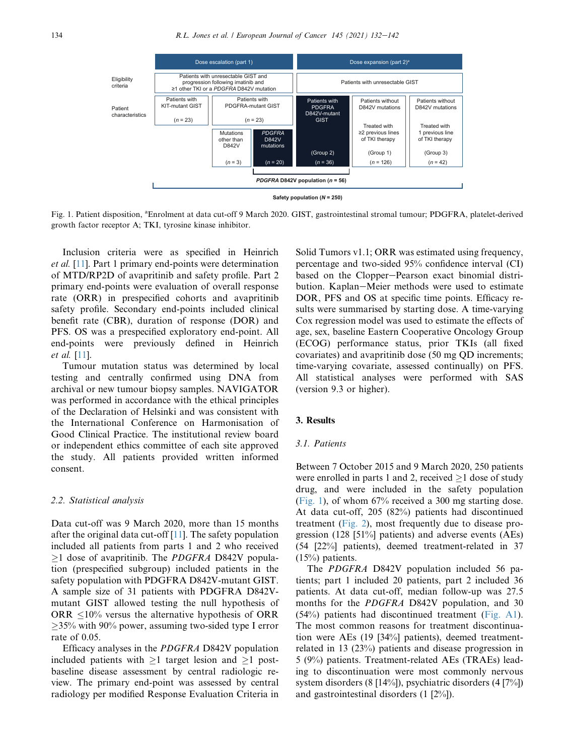| | Dose escalation (part 1) | | | Dose expansion (part 2)[a] | | |
|---|---|---|---|---|---|---|
| Eligibility criteria | Patients with unresectable GIST and progression following imatinib and ≥1 other TKI or a *PDGFRA* D842V mutation | | | Patients with unresectable GIST | | |
| Patient characteristics | Patients with KIT-mutant GIST (*n* = 23) | Patients with PDGFRA-mutant GIST (*n* = 23) | | Patients with PDGFRA D842V-mutant GIST (Group 2) (*n* = 36) | Patients without D842V mutations. Treated with ≥2 previous lines of TKI therapy (Group 1) (*n* = 126) | Patients without D842V mutations. Treated with 1 previous line of TKI therapy (Group 3) (*n* = 42) |
| | | Mutations other than D842V (*n* = 3) | *PDGFRA* D842V mutations (*n* = 20) | | | |

***PDGFRA* D842V population (*n* = 56)**

**Safety population (*N* = 250)**

Fig. 1. Patient disposition, [a]Enrolment at data cut-off 9 March 2020. GIST, gastrointestinal stromal tumour; PDGFRA, platelet-derived growth factor receptor A; TKI, tyrosine kinase inhibitor.

Inclusion criteria were as specified in Heinrich *et al.* [11]. Part 1 primary end-points were determination of MTD/RP2D of avapritinib and safety profile. Part 2 primary end-points were evaluation of overall response rate (ORR) in prespecified cohorts and avapritinib safety profile. Secondary end-points included clinical benefit rate (CBR), duration of response (DOR) and PFS. OS was a prespecified exploratory end-point. All end-points were previously defined in Heinrich *et al.* [11].

Tumour mutation status was determined by local testing and centrally confirmed using DNA from archival or new tumour biopsy samples. NAVIGATOR was performed in accordance with the ethical principles of the Declaration of Helsinki and was consistent with the International Conference on Harmonisation of Good Clinical Practice. The institutional review board or independent ethics committee of each site approved the study. All patients provided written informed consent.

### 2.2. Statistical analysis

Data cut-off was 9 March 2020, more than 15 months after the original data cut-off [11]. The safety population included all patients from parts 1 and 2 who received ≥1 dose of avapritinib. The *PDGFRA* D842V population (prespecified subgroup) included patients in the safety population with PDGFRA D842V-mutant GIST. A sample size of 31 patients with PDGFRA D842V-mutant GIST allowed testing the null hypothesis of ORR ≤10% versus the alternative hypothesis of ORR ≥35% with 90% power, assuming two-sided type I error rate of 0.05.

Efficacy analyses in the *PDGFRA* D842V population included patients with ≥1 target lesion and ≥1 post-baseline disease assessment by central radiologic review. The primary end-point was assessed by central radiology per modified Response Evaluation Criteria in Solid Tumors v1.1; ORR was estimated using frequency, percentage and two-sided 95% confidence interval (CI) based on the Clopper–Pearson exact binomial distribution. Kaplan–Meier methods were used to estimate DOR, PFS and OS at specific time points. Efficacy results were summarised by starting dose. A time-varying Cox regression model was used to estimate the effects of age, sex, baseline Eastern Cooperative Oncology Group (ECOG) performance status, prior TKIs (all fixed covariates) and avapritinib dose (50 mg QD increments; time-varying covariate, assessed continually) on PFS. All statistical analyses were performed with SAS (version 9.3 or higher).

## 3. Results

### 3.1. Patients

Between 7 October 2015 and 9 March 2020, 250 patients were enrolled in parts 1 and 2, received ≥1 dose of study drug, and were included in the safety population (Fig. 1), of whom 67% received a 300 mg starting dose. At data cut-off, 205 (82%) patients had discontinued treatment (Fig. 2), most frequently due to disease progression (128 [51%] patients) and adverse events (AEs) (54 [22%] patients), deemed treatment-related in 37 (15%) patients.

The *PDGFRA* D842V population included 56 patients; part 1 included 20 patients, part 2 included 36 patients. At data cut-off, median follow-up was 27.5 months for the *PDGFRA* D842V population, and 30 (54%) patients had discontinued treatment (Fig. A1). The most common reasons for treatment discontinuation were AEs (19 [34%] patients), deemed treatment-related in 13 (23%) patients and disease progression in 5 (9%) patients. Treatment-related AEs (TRAEs) leading to discontinuation were most commonly nervous system disorders (8 [14%]), psychiatric disorders (4 [7%]) and gastrointestinal disorders (1 [2%]).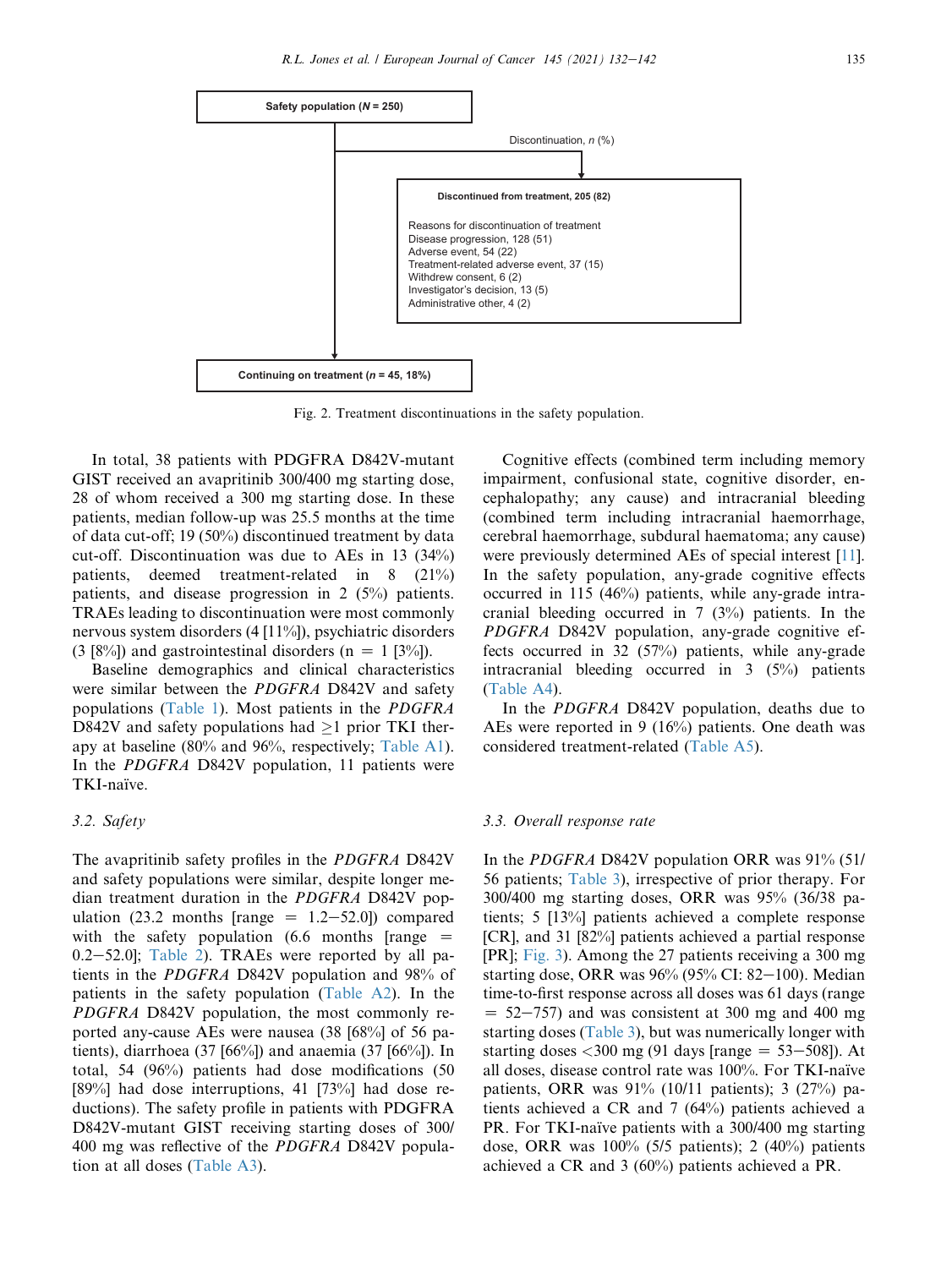Safety population (N = 250)

Discontinuation, n (%)

Discontinued from treatment, 205 (82)

Reasons for discontinuation of treatment
Disease progression, 128 (51)
Adverse event, 54 (22)
Treatment-related adverse event, 37 (15)
Withdrew consent, 6 (2)
Investigator's decision, 13 (5)
Administrative other, 4 (2)

Continuing on treatment (n = 45, 18%)

Fig. 2. Treatment discontinuations in the safety population.

In total, 38 patients with PDGFRA D842V-mutant GIST received an avapritinib 300/400 mg starting dose, 28 of whom received a 300 mg starting dose. In these patients, median follow-up was 25.5 months at the time of data cut-off; 19 (50%) discontinued treatment by data cut-off. Discontinuation was due to AEs in 13 (34%) patients, deemed treatment-related in 8 (21%) patients, and disease progression in 2 (5%) patients. TRAEs leading to discontinuation were most commonly nervous system disorders (4 [11%]), psychiatric disorders (3 [8%]) and gastrointestinal disorders (n = 1 [3%]).

Baseline demographics and clinical characteristics were similar between the *PDGFRA* D842V and safety populations (Table 1). Most patients in the *PDGFRA* D842V and safety populations had ≥1 prior TKI therapy at baseline (80% and 96%, respectively; Table A1). In the *PDGFRA* D842V population, 11 patients were TKI-naïve.

### 3.2. Safety

The avapritinib safety profiles in the *PDGFRA* D842V and safety populations were similar, despite longer median treatment duration in the *PDGFRA* D842V population (23.2 months [range = 1.2–52.0]) compared with the safety population (6.6 months [range = 0.2–52.0]; Table 2). TRAEs were reported by all patients in the *PDGFRA* D842V population and 98% of patients in the safety population (Table A2). In the *PDGFRA* D842V population, the most commonly reported any-cause AEs were nausea (38 [68%] of 56 patients), diarrhoea (37 [66%]) and anaemia (37 [66%]). In total, 54 (96%) patients had dose modifications (50 [89%] had dose interruptions, 41 [73%] had dose reductions). The safety profile in patients with PDGFRA D842V-mutant GIST receiving starting doses of 300/400 mg was reflective of the *PDGFRA* D842V population at all doses (Table A3).

Cognitive effects (combined term including memory impairment, confusional state, cognitive disorder, encephalopathy; any cause) and intracranial bleeding (combined term including intracranial haemorrhage, cerebral haemorrhage, subdural haematoma; any cause) were previously determined AEs of special interest [11]. In the safety population, any-grade cognitive effects occurred in 115 (46%) patients, while any-grade intracranial bleeding occurred in 7 (3%) patients. In the *PDGFRA* D842V population, any-grade cognitive effects occurred in 32 (57%) patients, while any-grade intracranial bleeding occurred in 3 (5%) patients (Table A4).

In the *PDGFRA* D842V population, deaths due to AEs were reported in 9 (16%) patients. One death was considered treatment-related (Table A5).

### 3.3. Overall response rate

In the *PDGFRA* D842V population ORR was 91% (51/56 patients; Table 3), irrespective of prior therapy. For 300/400 mg starting doses, ORR was 95% (36/38 patients; 5 [13%] patients achieved a complete response [CR], and 31 [82%] patients achieved a partial response [PR]; Fig. 3). Among the 27 patients receiving a 300 mg starting dose, ORR was 96% (95% CI: 82–100). Median time-to-first response across all doses was 61 days (range = 52–757) and was consistent at 300 mg and 400 mg starting doses (Table 3), but was numerically longer with starting doses <300 mg (91 days [range = 53–508]). At all doses, disease control rate was 100%. For TKI-naïve patients, ORR was 91% (10/11 patients); 3 (27%) patients achieved a CR and 7 (64%) patients achieved a PR. For TKI-naïve patients with a 300/400 mg starting dose, ORR was 100% (5/5 patients); 2 (40%) patients achieved a CR and 3 (60%) patients achieved a PR.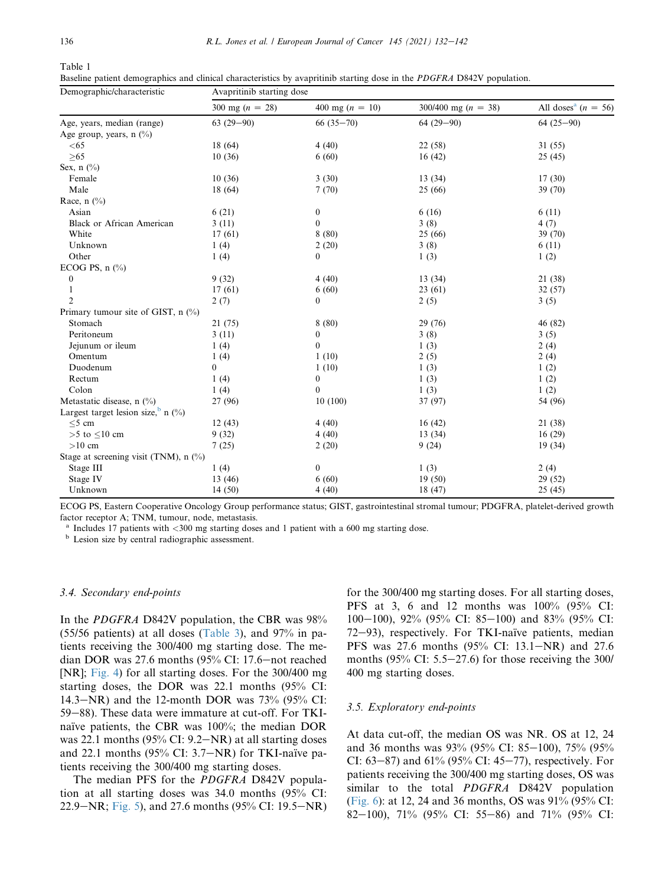Table 1
Baseline patient demographics and clinical characteristics by avapritinib starting dose in the *PDGFRA* D842V population.

| Demographic/characteristic | Avapritinib starting dose | | | |
|---|---|---|---|---|
| | 300 mg (n = 28) | 400 mg (n = 10) | 300/400 mg (n = 38) | All doses[a] (n = 56) |
| Age, years, median (range) | 63 (29–90) | 66 (35–70) | 64 (29–90) | 64 (25–90) |
| Age group, years, n (%) | | | | |
| <65 | 18 (64) | 4 (40) | 22 (58) | 31 (55) |
| ≥65 | 10 (36) | 6 (60) | 16 (42) | 25 (45) |
| Sex, n (%) | | | | |
| Female | 10 (36) | 3 (30) | 13 (34) | 17 (30) |
| Male | 18 (64) | 7 (70) | 25 (66) | 39 (70) |
| Race, n (%) | | | | |
| Asian | 6 (21) | 0 | 6 (16) | 6 (11) |
| Black or African American | 3 (11) | 0 | 3 (8) | 4 (7) |
| White | 17 (61) | 8 (80) | 25 (66) | 39 (70) |
| Unknown | 1 (4) | 2 (20) | 3 (8) | 6 (11) |
| Other | 1 (4) | 0 | 1 (3) | 1 (2) |
| ECOG PS, n (%) | | | | |
| 0 | 9 (32) | 4 (40) | 13 (34) | 21 (38) |
| 1 | 17 (61) | 6 (60) | 23 (61) | 32 (57) |
| 2 | 2 (7) | 0 | 2 (5) | 3 (5) |
| Primary tumour site of GIST, n (%) | | | | |
| Stomach | 21 (75) | 8 (80) | 29 (76) | 46 (82) |
| Peritoneum | 3 (11) | 0 | 3 (8) | 3 (5) |
| Jejunum or ileum | 1 (4) | 0 | 1 (3) | 2 (4) |
| Omentum | 1 (4) | 1 (10) | 2 (5) | 2 (4) |
| Duodenum | 0 | 1 (10) | 1 (3) | 1 (2) |
| Rectum | 1 (4) | 0 | 1 (3) | 1 (2) |
| Colon | 1 (4) | 0 | 1 (3) | 1 (2) |
| Metastatic disease, n (%) | 27 (96) | 10 (100) | 37 (97) | 54 (96) |
| Largest target lesion size,[b] n (%) | | | | |
| ≤5 cm | 12 (43) | 4 (40) | 16 (42) | 21 (38) |
| >5 to ≤10 cm | 9 (32) | 4 (40) | 13 (34) | 16 (29) |
| >10 cm | 7 (25) | 2 (20) | 9 (24) | 19 (34) |
| Stage at screening visit (TNM), n (%) | | | | |
| Stage III | 1 (4) | 0 | 1 (3) | 2 (4) |
| Stage IV | 13 (46) | 6 (60) | 19 (50) | 29 (52) |
| Unknown | 14 (50) | 4 (40) | 18 (47) | 25 (45) |

ECOG PS, Eastern Cooperative Oncology Group performance status; GIST, gastrointestinal stromal tumour; PDGFRA, platelet-derived growth factor receptor A; TNM, tumour, node, metastasis.
[a] Includes 17 patients with <300 mg starting doses and 1 patient with a 600 mg starting dose.
[b] Lesion size by central radiographic assessment.

### 3.4. Secondary end-points

In the *PDGFRA* D842V population, the CBR was 98% (55/56 patients) at all doses (Table 3), and 97% in patients receiving the 300/400 mg starting dose. The median DOR was 27.6 months (95% CI: 17.6–not reached [NR]; Fig. 4) for all starting doses. For the 300/400 mg starting doses, the DOR was 22.1 months (95% CI: 14.3–NR) and the 12-month DOR was 73% (95% CI: 59–88). These data were immature at cut-off. For TKI-naïve patients, the CBR was 100%; the median DOR was 22.1 months (95% CI: 9.2–NR) at all starting doses and 22.1 months (95% CI: 3.7–NR) for TKI-naïve patients receiving the 300/400 mg starting doses.

The median PFS for the *PDGFRA* D842V population at all starting doses was 34.0 months (95% CI: 22.9–NR; Fig. 5), and 27.6 months (95% CI: 19.5–NR) for the 300/400 mg starting doses. For all starting doses, PFS at 3, 6 and 12 months was 100% (95% CI: 100–100), 92% (95% CI: 85–100) and 83% (95% CI: 72–93), respectively. For TKI-naïve patients, median PFS was 27.6 months (95% CI: 13.1–NR) and 27.6 months (95% CI: 5.5–27.6) for those receiving the 300/400 mg starting doses.

### 3.5. Exploratory end-points

At data cut-off, the median OS was NR. OS at 12, 24 and 36 months was 93% (95% CI: 85–100), 75% (95% CI: 63–87) and 61% (95% CI: 45–77), respectively. For patients receiving the 300/400 mg starting doses, OS was similar to the total *PDGFRA* D842V population (Fig. 6): at 12, 24 and 36 months, OS was 91% (95% CI: 82–100), 71% (95% CI: 55–86) and 71% (95% CI: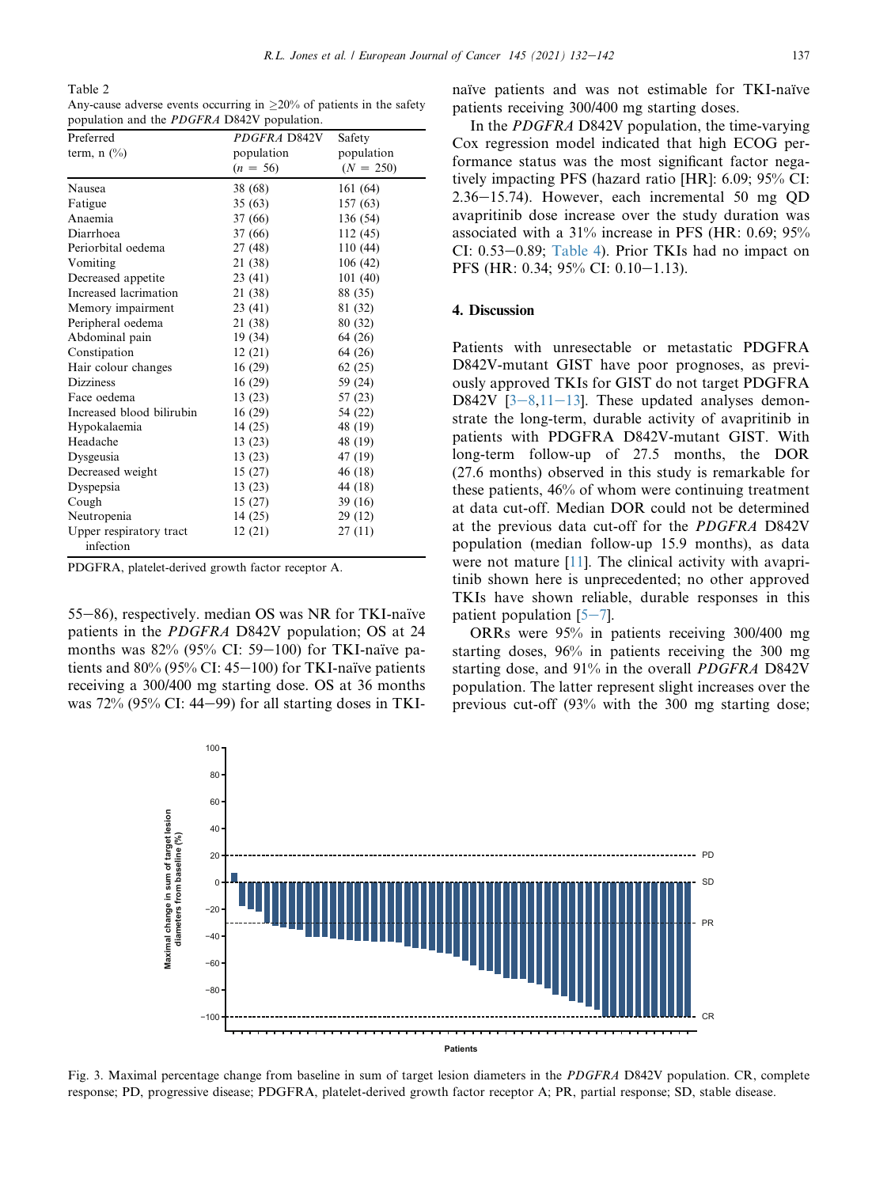Table 2
Any-cause adverse events occurring in ≥20% of patients in the safety population and the *PDGFRA* D842V population.

| Preferred term, n (%) | *PDGFRA* D842V population (n = 56) | Safety population (N = 250) |
|---|---|---|
| Nausea | 38 (68) | 161 (64) |
| Fatigue | 35 (63) | 157 (63) |
| Anaemia | 37 (66) | 136 (54) |
| Diarrhoea | 37 (66) | 112 (45) |
| Periorbital oedema | 27 (48) | 110 (44) |
| Vomiting | 21 (38) | 106 (42) |
| Decreased appetite | 23 (41) | 101 (40) |
| Increased lacrimation | 21 (38) | 88 (35) |
| Memory impairment | 23 (41) | 81 (32) |
| Peripheral oedema | 21 (38) | 80 (32) |
| Abdominal pain | 19 (34) | 64 (26) |
| Constipation | 12 (21) | 64 (26) |
| Hair colour changes | 16 (29) | 62 (25) |
| Dizziness | 16 (29) | 59 (24) |
| Face oedema | 13 (23) | 57 (23) |
| Increased blood bilirubin | 16 (29) | 54 (22) |
| Hypokalaemia | 14 (25) | 48 (19) |
| Headache | 13 (23) | 48 (19) |
| Dysgeusia | 13 (23) | 47 (19) |
| Decreased weight | 15 (27) | 46 (18) |
| Dyspepsia | 13 (23) | 44 (18) |
| Cough | 15 (27) | 39 (16) |
| Neutropenia | 14 (25) | 29 (12) |
| Upper respiratory tract infection | 12 (21) | 27 (11) |

PDGFRA, platelet-derived growth factor receptor A.

55−86), respectively. median OS was NR for TKI-naïve patients in the *PDGFRA* D842V population; OS at 24 months was 82% (95% CI: 59−100) for TKI-naïve patients and 80% (95% CI: 45−100) for TKI-naïve patients receiving a 300/400 mg starting dose. OS at 36 months was 72% (95% CI: 44−99) for all starting doses in TKI-naïve patients and was not estimable for TKI-naïve patients receiving 300/400 mg starting doses.

In the *PDGFRA* D842V population, the time-varying Cox regression model indicated that high ECOG performance status was the most significant factor negatively impacting PFS (hazard ratio [HR]: 6.09; 95% CI: 2.36−15.74). However, each incremental 50 mg QD avapritinib dose increase over the study duration was associated with a 31% increase in PFS (HR: 0.69; 95% CI: 0.53−0.89; Table 4). Prior TKIs had no impact on PFS (HR: 0.34; 95% CI: 0.10−1.13).

## 4. Discussion

Patients with unresectable or metastatic PDGFRA D842V-mutant GIST have poor prognoses, as previously approved TKIs for GIST do not target PDGFRA D842V [3−8,11−13]. These updated analyses demonstrate the long-term, durable activity of avapritinib in patients with PDGFRA D842V-mutant GIST. With long-term follow-up of 27.5 months, the DOR (27.6 months) observed in this study is remarkable for these patients, 46% of whom were continuing treatment at data cut-off. Median DOR could not be determined at the previous data cut-off for the *PDGFRA* D842V population (median follow-up 15.9 months), as data were not mature [11]. The clinical activity with avapritinib shown here is unprecedented; no other approved TKIs have shown reliable, durable responses in this patient population [5−7].

ORRs were 95% in patients receiving 300/400 mg starting doses, 96% in patients receiving the 300 mg starting dose, and 91% in the overall *PDGFRA* D842V population. The latter represent slight increases over the previous cut-off (93% with the 300 mg starting dose;

Fig. 3. Maximal percentage change from baseline in sum of target lesion diameters in the *PDGFRA* D842V population. CR, complete response; PD, progressive disease; PDGFRA, platelet-derived growth factor receptor A; PR, partial response; SD, stable disease.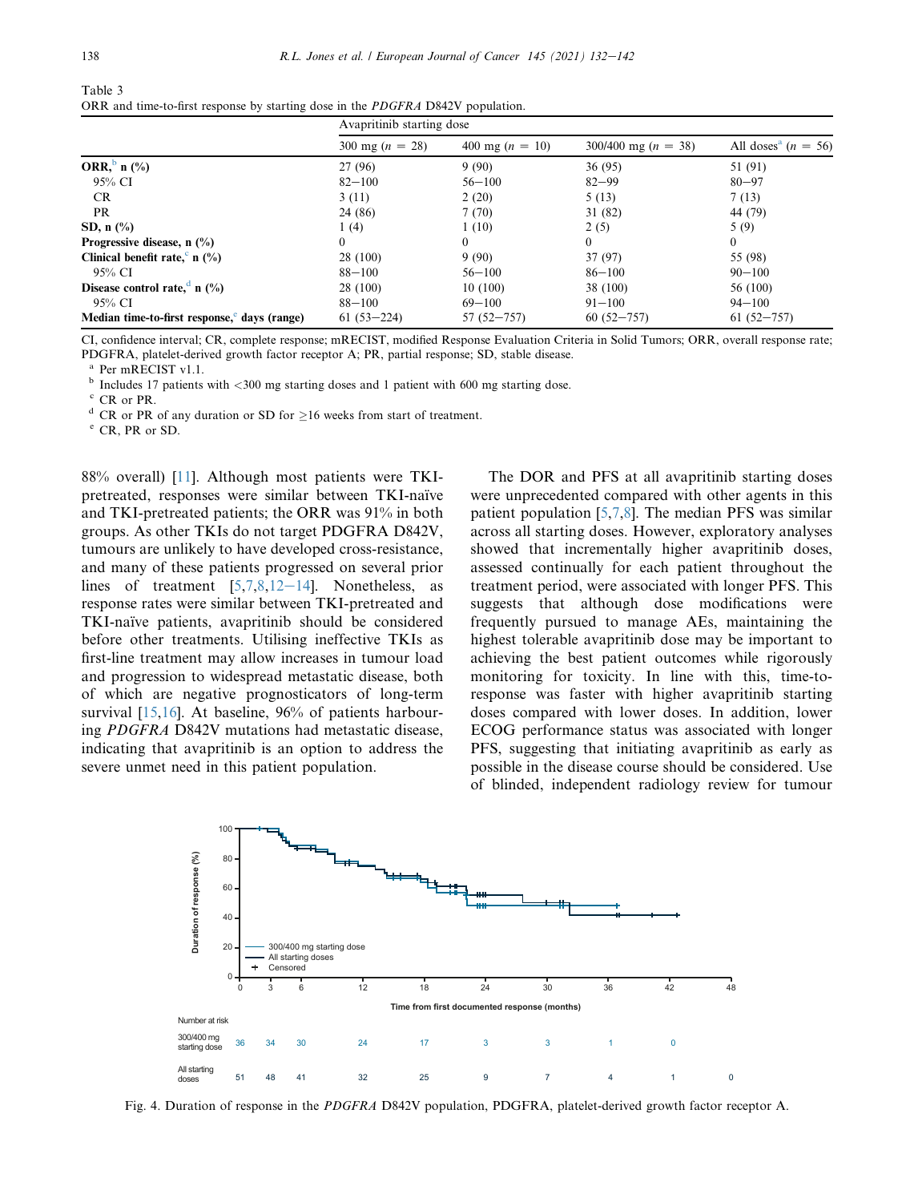Table 3
ORR and time-to-first response by starting dose in the *PDGFRA* D842V population.

| | Avapritinib starting dose | | | |
|---|---|---|---|---|
| | 300 mg (n = 28) | 400 mg (n = 10) | 300/400 mg (n = 38) | All doses[a] (n = 56) |
| **ORR,[b] n (%)** | 27 (96) | 9 (90) | 36 (95) | 51 (91) |
| 95% CI | 82–100 | 56–100 | 82–99 | 80–97 |
| CR | 3 (11) | 2 (20) | 5 (13) | 7 (13) |
| PR | 24 (86) | 7 (70) | 31 (82) | 44 (79) |
| **SD, n (%)** | 1 (4) | 1 (10) | 2 (5) | 5 (9) |
| **Progressive disease, n (%)** | 0 | 0 | 0 | 0 |
| **Clinical benefit rate,[c] n (%)** | 28 (100) | 9 (90) | 37 (97) | 55 (98) |
| 95% CI | 88–100 | 56–100 | 86–100 | 90–100 |
| **Disease control rate,[d] n (%)** | 28 (100) | 10 (100) | 38 (100) | 56 (100) |
| 95% CI | 88–100 | 69–100 | 91–100 | 94–100 |
| **Median time-to-first response,[e] days (range)** | 61 (53–224) | 57 (52–757) | 60 (52–757) | 61 (52–757) |

CI, confidence interval; CR, complete response; mRECIST, modified Response Evaluation Criteria in Solid Tumors; ORR, overall response rate; PDGFRA, platelet-derived growth factor receptor A; PR, partial response; SD, stable disease.
[a] Per mRECIST v1.1.
[b] Includes 17 patients with <300 mg starting doses and 1 patient with 600 mg starting dose.
[c] CR or PR.
[d] CR or PR of any duration or SD for ≥16 weeks from start of treatment.
[e] CR, PR or SD.

88% overall) [11]. Although most patients were TKI-pretreated, responses were similar between TKI-naïve and TKI-pretreated patients; the ORR was 91% in both groups. As other TKIs do not target PDGFRA D842V, tumours are unlikely to have developed cross-resistance, and many of these patients progressed on several prior lines of treatment [5,7,8,12–14]. Nonetheless, as response rates were similar between TKI-pretreated and TKI-naïve patients, avapritinib should be considered before other treatments. Utilising ineffective TKIs as first-line treatment may allow increases in tumour load and progression to widespread metastatic disease, both of which are negative prognosticators of long-term survival [15,16]. At baseline, 96% of patients harbouring *PDGFRA* D842V mutations had metastatic disease, indicating that avapritinib is an option to address the severe unmet need in this patient population.

The DOR and PFS at all avapritinib starting doses were unprecedented compared with other agents in this patient population [5,7,8]. The median PFS was similar across all starting doses. However, exploratory analyses showed that incrementally higher avapritinib doses, assessed continually for each patient throughout the treatment period, were associated with longer PFS. This suggests that although dose modifications were frequently pursued to manage AEs, maintaining the highest tolerable avapritinib dose may be important to achieving the best patient outcomes while rigorously monitoring for toxicity. In line with this, time-to-response was faster with higher avapritinib starting doses compared with lower doses. In addition, lower ECOG performance status was associated with longer PFS, suggesting that initiating avapritinib as early as possible in the disease course should be considered. Use of blinded, independent radiology review for tumour

Fig. 4. Duration of response in the *PDGFRA* D842V population, PDGFRA, platelet-derived growth factor receptor A.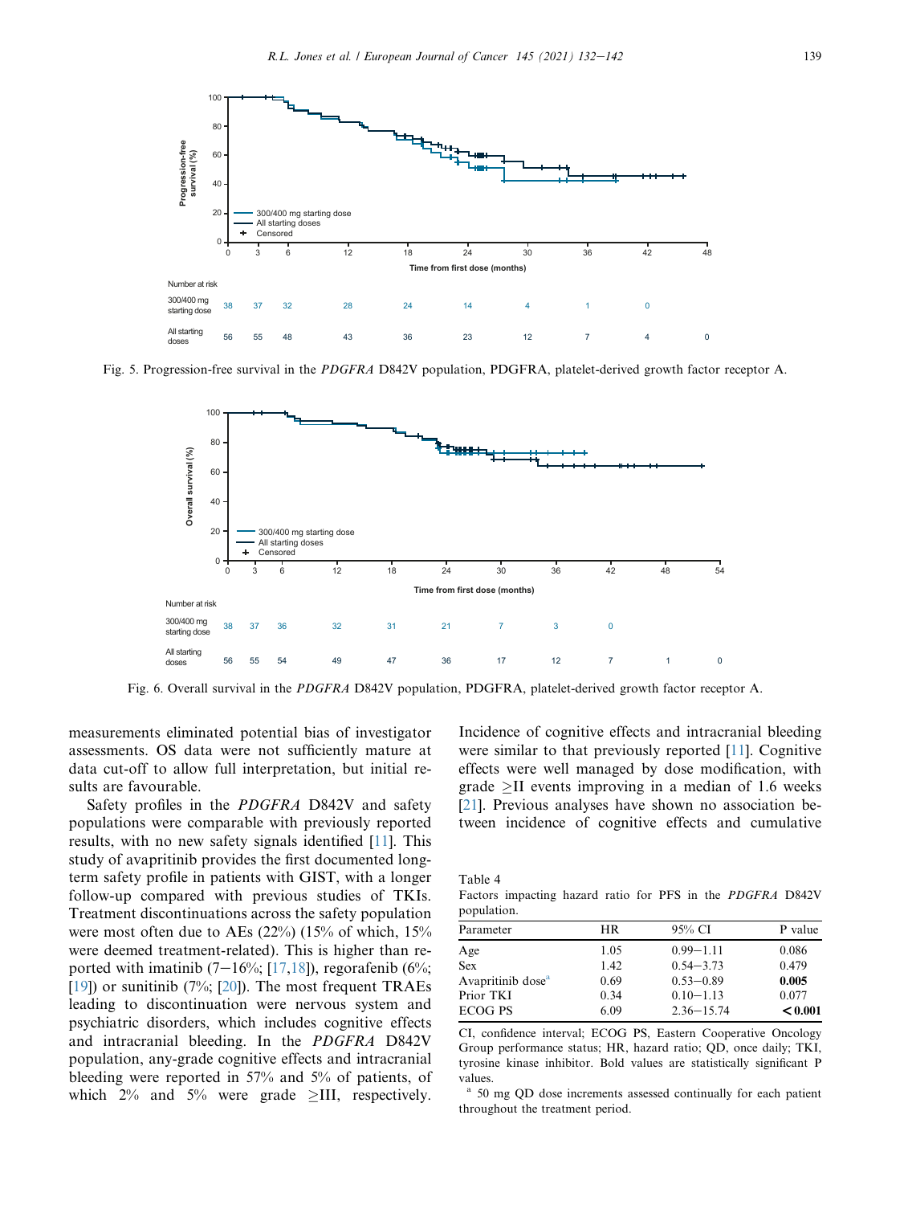Fig. 5. Progression-free survival in the *PDGFRA* D842V population, PDGFRA, platelet-derived growth factor receptor A.

Fig. 6. Overall survival in the *PDGFRA* D842V population, PDGFRA, platelet-derived growth factor receptor A.

measurements eliminated potential bias of investigator assessments. OS data were not sufficiently mature at data cut-off to allow full interpretation, but initial results are favourable.

Safety profiles in the *PDGFRA* D842V and safety populations were comparable with previously reported results, with no new safety signals identified [11]. This study of avapritinib provides the first documented long-term safety profile in patients with GIST, with a longer follow-up compared with previous studies of TKIs. Treatment discontinuations across the safety population were most often due to AEs (22%) (15% of which, 15% were deemed treatment-related). This is higher than reported with imatinib (7–16%; [17,18]), regorafenib (6%; [19]) or sunitinib (7%; [20]). The most frequent TRAEs leading to discontinuation were nervous system and psychiatric disorders, which includes cognitive effects and intracranial bleeding. In the *PDGFRA* D842V population, any-grade cognitive effects and intracranial bleeding were reported in 57% and 5% of patients, of which 2% and 5% were grade ≥III, respectively. Incidence of cognitive effects and intracranial bleeding were similar to that previously reported [11]. Cognitive effects were well managed by dose modification, with grade ≥II events improving in a median of 1.6 weeks [21]. Previous analyses have shown no association between incidence of cognitive effects and cumulative

Table 4
Factors impacting hazard ratio for PFS in the *PDGFRA* D842V population.

| Parameter | HR | 95% CI | P value |
|---|---|---|---|
| Age | 1.05 | 0.99–1.11 | 0.086 |
| Sex | 1.42 | 0.54–3.73 | 0.479 |
| Avapritinib dose[a] | 0.69 | 0.53–0.89 | **0.005** |
| Prior TKI | 0.34 | 0.10–1.13 | 0.077 |
| ECOG PS | 6.09 | 2.36–15.74 | **<0.001** |

CI, confidence interval; ECOG PS, Eastern Cooperative Oncology Group performance status; HR, hazard ratio; QD, once daily; TKI, tyrosine kinase inhibitor. Bold values are statistically significant P values.

[a] 50 mg QD dose increments assessed continually for each patient throughout the treatment period.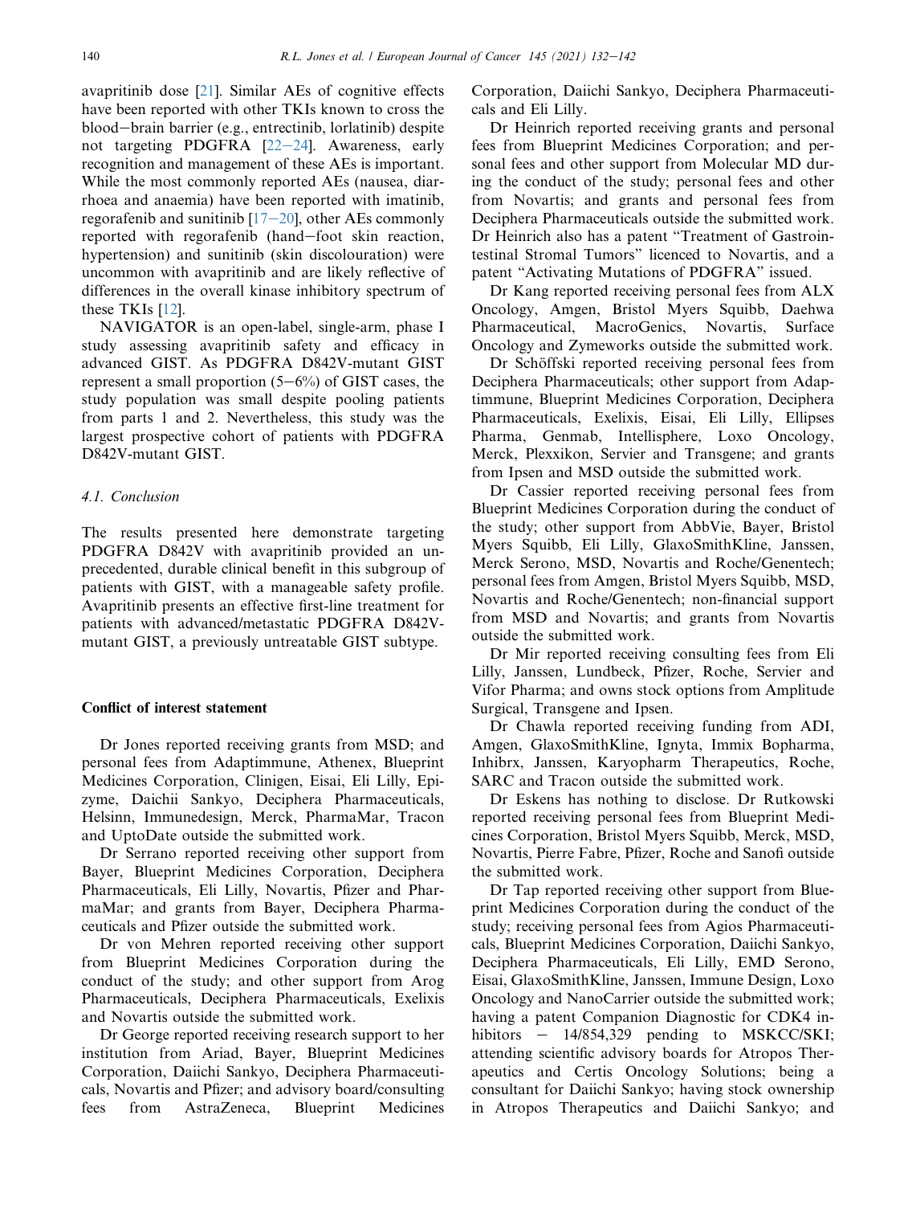avapritinib dose [21]. Similar AEs of cognitive effects have been reported with other TKIs known to cross the blood−brain barrier (e.g., entrectinib, lorlatinib) despite not targeting PDGFRA [22−24]. Awareness, early recognition and management of these AEs is important. While the most commonly reported AEs (nausea, diarrhoea and anaemia) have been reported with imatinib, regorafenib and sunitinib [17−20], other AEs commonly reported with regorafenib (hand−foot skin reaction, hypertension) and sunitinib (skin discolouration) were uncommon with avapritinib and are likely reflective of differences in the overall kinase inhibitory spectrum of these TKIs [12].

NAVIGATOR is an open-label, single-arm, phase I study assessing avapritinib safety and efficacy in advanced GIST. As PDGFRA D842V-mutant GIST represent a small proportion (5−6%) of GIST cases, the study population was small despite pooling patients from parts 1 and 2. Nevertheless, this study was the largest prospective cohort of patients with PDGFRA D842V-mutant GIST.

### *4.1. Conclusion*

The results presented here demonstrate targeting PDGFRA D842V with avapritinib provided an unprecedented, durable clinical benefit in this subgroup of patients with GIST, with a manageable safety profile. Avapritinib presents an effective first-line treatment for patients with advanced/metastatic PDGFRA D842V-mutant GIST, a previously untreatable GIST subtype.

## Conflict of interest statement

Dr Jones reported receiving grants from MSD; and personal fees from Adaptimmune, Athenex, Blueprint Medicines Corporation, Clinigen, Eisai, Eli Lilly, Epizyme, Daichii Sankyo, Deciphera Pharmaceuticals, Helsinn, Immunedesign, Merck, PharmaMar, Tracon and UptoDate outside the submitted work.

Dr Serrano reported receiving other support from Bayer, Blueprint Medicines Corporation, Deciphera Pharmaceuticals, Eli Lilly, Novartis, Pfizer and PharmaMar; and grants from Bayer, Deciphera Pharmaceuticals and Pfizer outside the submitted work.

Dr von Mehren reported receiving other support from Blueprint Medicines Corporation during the conduct of the study; and other support from Arog Pharmaceuticals, Deciphera Pharmaceuticals, Exelixis and Novartis outside the submitted work.

Dr George reported receiving research support to her institution from Ariad, Bayer, Blueprint Medicines Corporation, Daiichi Sankyo, Deciphera Pharmaceuticals, Novartis and Pfizer; and advisory board/consulting fees from AstraZeneca, Blueprint Medicines Corporation, Daiichi Sankyo, Deciphera Pharmaceuticals and Eli Lilly.

Dr Heinrich reported receiving grants and personal fees from Blueprint Medicines Corporation; and personal fees and other support from Molecular MD during the conduct of the study; personal fees and other from Novartis; and grants and personal fees from Deciphera Pharmaceuticals outside the submitted work. Dr Heinrich also has a patent "Treatment of Gastrointestinal Stromal Tumors" licenced to Novartis, and a patent "Activating Mutations of PDGFRA" issued.

Dr Kang reported receiving personal fees from ALX Oncology, Amgen, Bristol Myers Squibb, Daehwa Pharmaceutical, MacroGenics, Novartis, Surface Oncology and Zymeworks outside the submitted work.

Dr Schöffski reported receiving personal fees from Deciphera Pharmaceuticals; other support from Adaptimmune, Blueprint Medicines Corporation, Deciphera Pharmaceuticals, Exelixis, Eisai, Eli Lilly, Ellipses Pharma, Genmab, Intellisphere, Loxo Oncology, Merck, Plexxikon, Servier and Transgene; and grants from Ipsen and MSD outside the submitted work.

Dr Cassier reported receiving personal fees from Blueprint Medicines Corporation during the conduct of the study; other support from AbbVie, Bayer, Bristol Myers Squibb, Eli Lilly, GlaxoSmithKline, Janssen, Merck Serono, MSD, Novartis and Roche/Genentech; personal fees from Amgen, Bristol Myers Squibb, MSD, Novartis and Roche/Genentech; non-financial support from MSD and Novartis; and grants from Novartis outside the submitted work.

Dr Mir reported receiving consulting fees from Eli Lilly, Janssen, Lundbeck, Pfizer, Roche, Servier and Vifor Pharma; and owns stock options from Amplitude Surgical, Transgene and Ipsen.

Dr Chawla reported receiving funding from ADI, Amgen, GlaxoSmithKline, Ignyta, Immix Bopharma, Inhibrx, Janssen, Karyopharm Therapeutics, Roche, SARC and Tracon outside the submitted work.

Dr Eskens has nothing to disclose. Dr Rutkowski reported receiving personal fees from Blueprint Medicines Corporation, Bristol Myers Squibb, Merck, MSD, Novartis, Pierre Fabre, Pfizer, Roche and Sanofi outside the submitted work.

Dr Tap reported receiving other support from Blueprint Medicines Corporation during the conduct of the study; receiving personal fees from Agios Pharmaceuticals, Blueprint Medicines Corporation, Daiichi Sankyo, Deciphera Pharmaceuticals, Eli Lilly, EMD Serono, Eisai, GlaxoSmithKline, Janssen, Immune Design, Loxo Oncology and NanoCarrier outside the submitted work; having a patent Companion Diagnostic for CDK4 inhibitors − 14/854,329 pending to MSKCC/SKI; attending scientific advisory boards for Atropos Therapeutics and Certis Oncology Solutions; being a consultant for Daiichi Sankyo; having stock ownership in Atropos Therapeutics and Daiichi Sankyo; and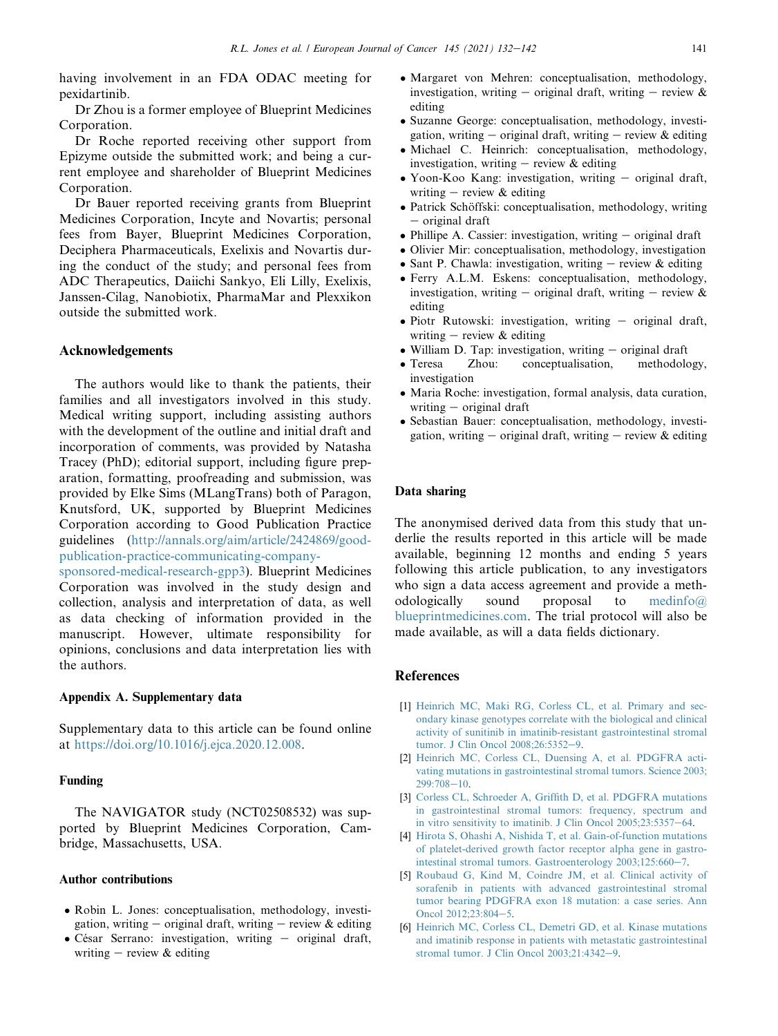having involvement in an FDA ODAC meeting for pexidartinib.

Dr Zhou is a former employee of Blueprint Medicines Corporation.

Dr Roche reported receiving other support from Epizyme outside the submitted work; and being a current employee and shareholder of Blueprint Medicines Corporation.

Dr Bauer reported receiving grants from Blueprint Medicines Corporation, Incyte and Novartis; personal fees from Bayer, Blueprint Medicines Corporation, Deciphera Pharmaceuticals, Exelixis and Novartis during the conduct of the study; and personal fees from ADC Therapeutics, Daiichi Sankyo, Eli Lilly, Exelixis, Janssen-Cilag, Nanobiotix, PharmaMar and Plexxikon outside the submitted work.

## Acknowledgements

The authors would like to thank the patients, their families and all investigators involved in this study. Medical writing support, including assisting authors with the development of the outline and initial draft and incorporation of comments, was provided by Natasha Tracey (PhD); editorial support, including figure preparation, formatting, proofreading and submission, was provided by Elke Sims (MLangTrans) both of Paragon, Knutsford, UK, supported by Blueprint Medicines Corporation according to Good Publication Practice guidelines (http://annals.org/aim/article/2424869/good-publication-practice-communicating-company-sponsored-medical-research-gpp3). Blueprint Medicines Corporation was involved in the study design and collection, analysis and interpretation of data, as well as data checking of information provided in the manuscript. However, ultimate responsibility for opinions, conclusions and data interpretation lies with the authors.

## Appendix A. Supplementary data

Supplementary data to this article can be found online at https://doi.org/10.1016/j.ejca.2020.12.008.

## Funding

The NAVIGATOR study (NCT02508532) was supported by Blueprint Medicines Corporation, Cambridge, Massachusetts, USA.

## Author contributions

- Robin L. Jones: conceptualisation, methodology, investigation, writing − original draft, writing − review & editing
- César Serrano: investigation, writing − original draft, writing − review & editing
- Margaret von Mehren: conceptualisation, methodology, investigation, writing − original draft, writing − review & editing
- Suzanne George: conceptualisation, methodology, investigation, writing − original draft, writing − review & editing
- Michael C. Heinrich: conceptualisation, methodology, investigation, writing − review & editing
- Yoon-Koo Kang: investigation, writing − original draft, writing − review & editing
- Patrick Schöffski: conceptualisation, methodology, writing − original draft
- Phillipe A. Cassier: investigation, writing − original draft
- Olivier Mir: conceptualisation, methodology, investigation
- Sant P. Chawla: investigation, writing − review & editing
- Ferry A.L.M. Eskens: conceptualisation, methodology, investigation, writing − original draft, writing − review & editing
- Piotr Rutowski: investigation, writing − original draft, writing − review & editing
- William D. Tap: investigation, writing − original draft
- Teresa Zhou: conceptualisation, methodology, investigation
- Maria Roche: investigation, formal analysis, data curation, writing − original draft
- Sebastian Bauer: conceptualisation, methodology, investigation, writing − original draft, writing − review & editing

## Data sharing

The anonymised derived data from this study that underlie the results reported in this article will be made available, beginning 12 months and ending 5 years following this article publication, to any investigators who sign a data access agreement and provide a methodologically sound proposal to medinfo@blueprintmedicines.com. The trial protocol will also be made available, as will a data fields dictionary.

## References

[1] Heinrich MC, Maki RG, Corless CL, et al. Primary and secondary kinase genotypes correlate with the biological and clinical activity of sunitinib in imatinib-resistant gastrointestinal stromal tumor. J Clin Oncol 2008;26:5352−9.

[2] Heinrich MC, Corless CL, Duensing A, et al. PDGFRA activating mutations in gastrointestinal stromal tumors. Science 2003; 299:708−10.

[3] Corless CL, Schroeder A, Griffith D, et al. PDGFRA mutations in gastrointestinal stromal tumors: frequency, spectrum and in vitro sensitivity to imatinib. J Clin Oncol 2005;23:5357−64.

[4] Hirota S, Ohashi A, Nishida T, et al. Gain-of-function mutations of platelet-derived growth factor receptor alpha gene in gastrointestinal stromal tumors. Gastroenterology 2003;125:660−7.

[5] Roubaud G, Kind M, Coindre JM, et al. Clinical activity of sorafenib in patients with advanced gastrointestinal stromal tumor bearing PDGFRA exon 18 mutation: a case series. Ann Oncol 2012;23:804−5.

[6] Heinrich MC, Corless CL, Demetri GD, et al. Kinase mutations and imatinib response in patients with metastatic gastrointestinal stromal tumor. J Clin Oncol 2003;21:4342−9.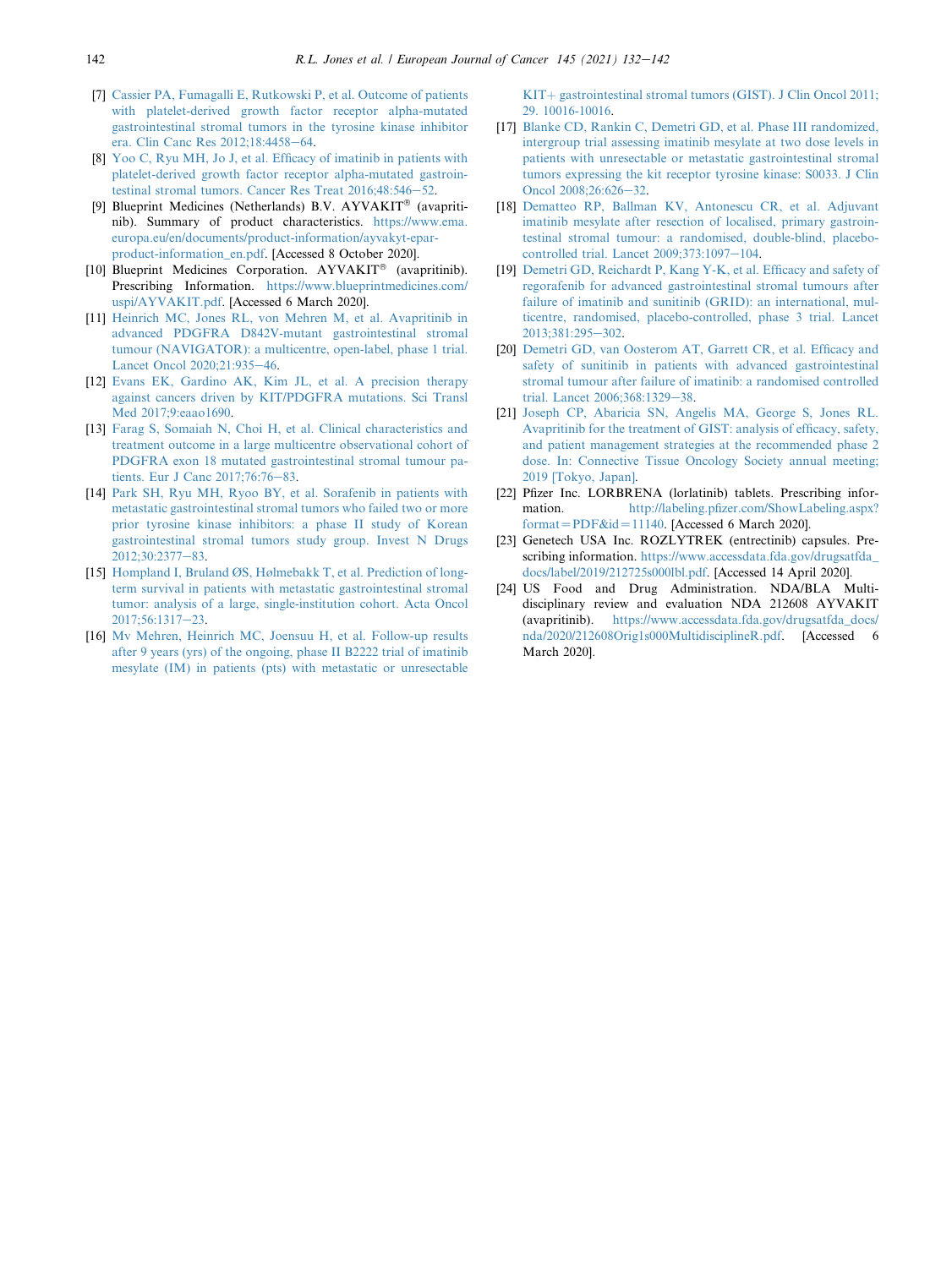[7] Cassier PA, Fumagalli E, Rutkowski P, et al. Outcome of patients with platelet-derived growth factor receptor alpha-mutated gastrointestinal stromal tumors in the tyrosine kinase inhibitor era. Clin Canc Res 2012;18:4458–64.

[8] Yoo C, Ryu MH, Jo J, et al. Efficacy of imatinib in patients with platelet-derived growth factor receptor alpha-mutated gastrointestinal stromal tumors. Cancer Res Treat 2016;48:546–52.

[9] Blueprint Medicines (Netherlands) B.V. AYVAKIT® (avapritinib). Summary of product characteristics. https://www.ema.europa.eu/en/documents/product-information/ayvakyt-epar-product-information_en.pdf. [Accessed 8 October 2020].

[10] Blueprint Medicines Corporation. AYVAKIT® (avapritinib). Prescribing Information. https://www.blueprintmedicines.com/uspi/AYVAKIT.pdf. [Accessed 6 March 2020].

[11] Heinrich MC, Jones RL, von Mehren M, et al. Avapritinib in advanced PDGFRA D842V-mutant gastrointestinal stromal tumour (NAVIGATOR): a multicentre, open-label, phase 1 trial. Lancet Oncol 2020;21:935–46.

[12] Evans EK, Gardino AK, Kim JL, et al. A precision therapy against cancers driven by KIT/PDGFRA mutations. Sci Transl Med 2017;9:eaao1690.

[13] Farag S, Somaiah N, Choi H, et al. Clinical characteristics and treatment outcome in a large multicentre observational cohort of PDGFRA exon 18 mutated gastrointestinal stromal tumour patients. Eur J Canc 2017;76:76–83.

[14] Park SH, Ryu MH, Ryoo BY, et al. Sorafenib in patients with metastatic gastrointestinal stromal tumors who failed two or more prior tyrosine kinase inhibitors: a phase II study of Korean gastrointestinal stromal tumors study group. Invest N Drugs 2012;30:2377–83.

[15] Hompland I, Bruland ØS, Hølmebakk T, et al. Prediction of long-term survival in patients with metastatic gastrointestinal stromal tumor: analysis of a large, single-institution cohort. Acta Oncol 2017;56:1317–23.

[16] Mv Mehren, Heinrich MC, Joensuu H, et al. Follow-up results after 9 years (yrs) of the ongoing, phase II B2222 trial of imatinib mesylate (IM) in patients (pts) with metastatic or unresectable KIT+ gastrointestinal stromal tumors (GIST). J Clin Oncol 2011; 29. 10016-10016.

[17] Blanke CD, Rankin C, Demetri GD, et al. Phase III randomized, intergroup trial assessing imatinib mesylate at two dose levels in patients with unresectable or metastatic gastrointestinal stromal tumors expressing the kit receptor tyrosine kinase: S0033. J Clin Oncol 2008;26:626–32.

[18] Dematteo RP, Ballman KV, Antonescu CR, et al. Adjuvant imatinib mesylate after resection of localised, primary gastrointestinal stromal tumour: a randomised, double-blind, placebo-controlled trial. Lancet 2009;373:1097–104.

[19] Demetri GD, Reichardt P, Kang Y-K, et al. Efficacy and safety of regorafenib for advanced gastrointestinal stromal tumours after failure of imatinib and sunitinib (GRID): an international, multicentre, randomised, placebo-controlled, phase 3 trial. Lancet 2013;381:295–302.

[20] Demetri GD, van Oosterom AT, Garrett CR, et al. Efficacy and safety of sunitinib in patients with advanced gastrointestinal stromal tumour after failure of imatinib: a randomised controlled trial. Lancet 2006;368:1329–38.

[21] Joseph CP, Abaricia SN, Angelis MA, George S, Jones RL. Avapritinib for the treatment of GIST: analysis of efficacy, safety, and patient management strategies at the recommended phase 2 dose. In: Connective Tissue Oncology Society annual meeting; 2019 [Tokyo, Japan].

[22] Pfizer Inc. LORBRENA (lorlatinib) tablets. Prescribing information. http://labeling.pfizer.com/ShowLabeling.aspx?format=PDF&id=11140. [Accessed 6 March 2020].

[23] Genetech USA Inc. ROZLYTREK (entrectinib) capsules. Prescribing information. https://www.accessdata.fda.gov/drugsatfda_docs/label/2019/212725s000lbl.pdf. [Accessed 14 April 2020].

[24] US Food and Drug Administration. NDA/BLA Multi-disciplinary review and evaluation NDA 212608 AYVAKIT (avapritinib). https://www.accessdata.fda.gov/drugsatfda_docs/nda/2020/212608Orig1s000MultidisciplineR.pdf. [Accessed 6 March 2020].